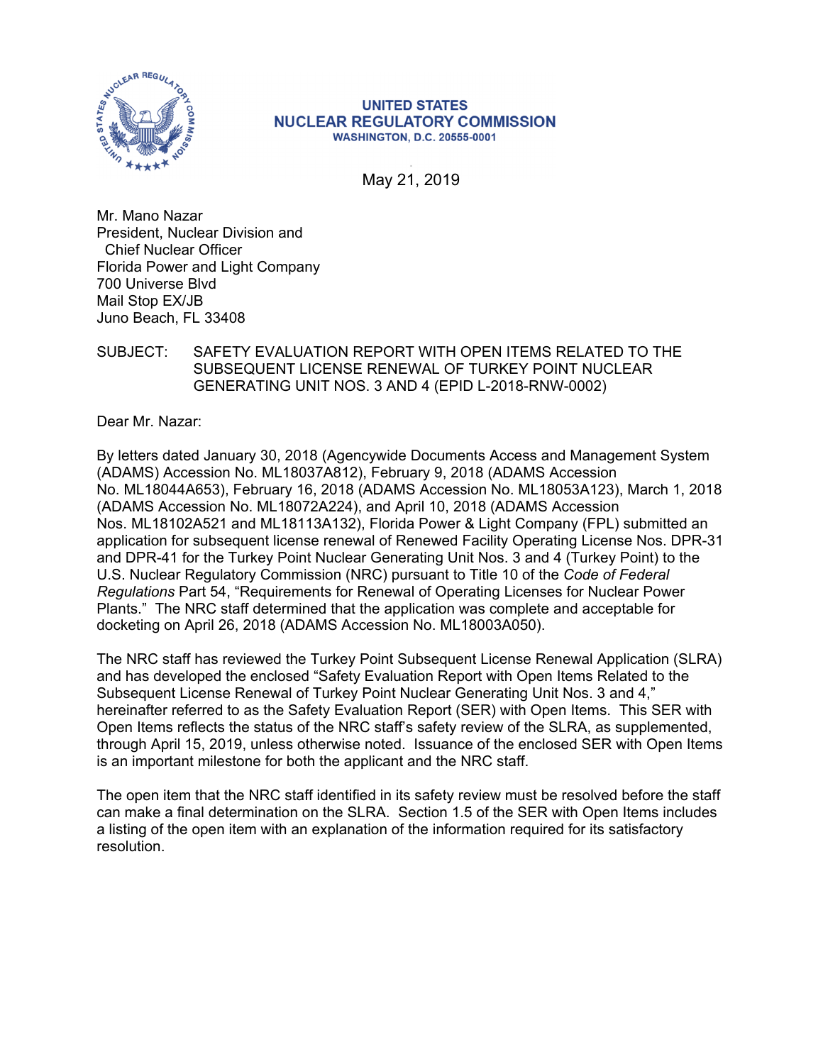**UNITED STATES**
**NUCLEAR REGULATORY COMMISSION**
**WASHINGTON, D.C. 20555-0001**

May 21, 2019

Mr. Mano Nazar
President, Nuclear Division and
Chief Nuclear Officer
Florida Power and Light Company
700 Universe Blvd
Mail Stop EX/JB
Juno Beach, FL 33408

SUBJECT: SAFETY EVALUATION REPORT WITH OPEN ITEMS RELATED TO THE SUBSEQUENT LICENSE RENEWAL OF TURKEY POINT NUCLEAR GENERATING UNIT NOS. 3 AND 4 (EPID L-2018-RNW-0002)

Dear Mr. Nazar:

By letters dated January 30, 2018 (Agencywide Documents Access and Management System (ADAMS) Accession No. ML18037A812), February 9, 2018 (ADAMS Accession No. ML18044A653), February 16, 2018 (ADAMS Accession No. ML18053A123), March 1, 2018 (ADAMS Accession No. ML18072A224), and April 10, 2018 (ADAMS Accession Nos. ML18102A521 and ML18113A132), Florida Power & Light Company (FPL) submitted an application for subsequent license renewal of Renewed Facility Operating License Nos. DPR-31 and DPR-41 for the Turkey Point Nuclear Generating Unit Nos. 3 and 4 (Turkey Point) to the U.S. Nuclear Regulatory Commission (NRC) pursuant to Title 10 of the *Code of Federal Regulations* Part 54, "Requirements for Renewal of Operating Licenses for Nuclear Power Plants." The NRC staff determined that the application was complete and acceptable for docketing on April 26, 2018 (ADAMS Accession No. ML18003A050).

The NRC staff has reviewed the Turkey Point Subsequent License Renewal Application (SLRA) and has developed the enclosed "Safety Evaluation Report with Open Items Related to the Subsequent License Renewal of Turkey Point Nuclear Generating Unit Nos. 3 and 4," hereinafter referred to as the Safety Evaluation Report (SER) with Open Items. This SER with Open Items reflects the status of the NRC staff's safety review of the SLRA, as supplemented, through April 15, 2019, unless otherwise noted. Issuance of the enclosed SER with Open Items is an important milestone for both the applicant and the NRC staff.

The open item that the NRC staff identified in its safety review must be resolved before the staff can make a final determination on the SLRA. Section 1.5 of the SER with Open Items includes a listing of the open item with an explanation of the information required for its satisfactory resolution.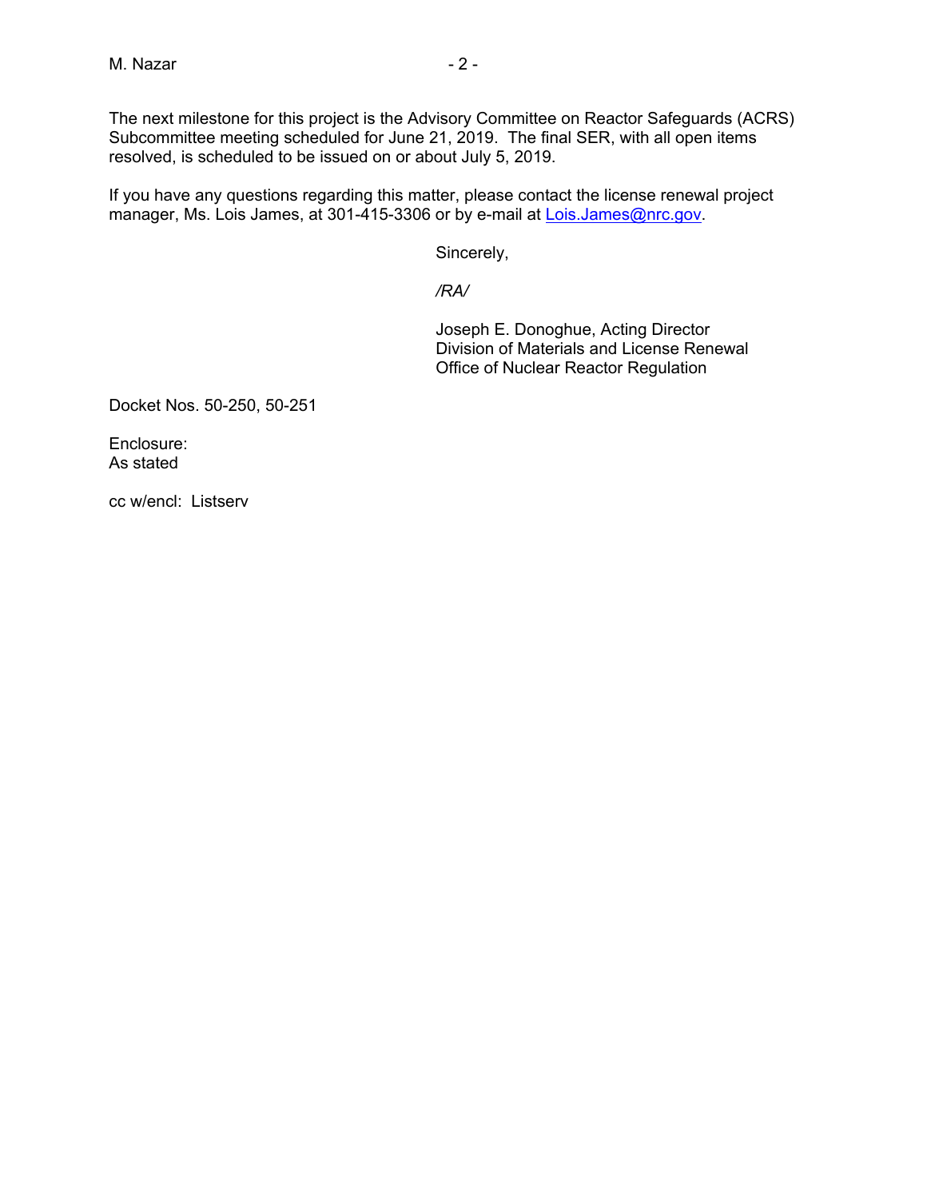The next milestone for this project is the Advisory Committee on Reactor Safeguards (ACRS) Subcommittee meeting scheduled for June 21, 2019. The final SER, with all open items resolved, is scheduled to be issued on or about July 5, 2019.

If you have any questions regarding this matter, please contact the license renewal project manager, Ms. Lois James, at 301-415-3306 or by e-mail at Lois.James@nrc.gov.

Sincerely,

*/RA/*

Joseph E. Donoghue, Acting Director
Division of Materials and License Renewal
Office of Nuclear Reactor Regulation

Docket Nos. 50-250, 50-251

Enclosure:
As stated

cc w/encl: Listserv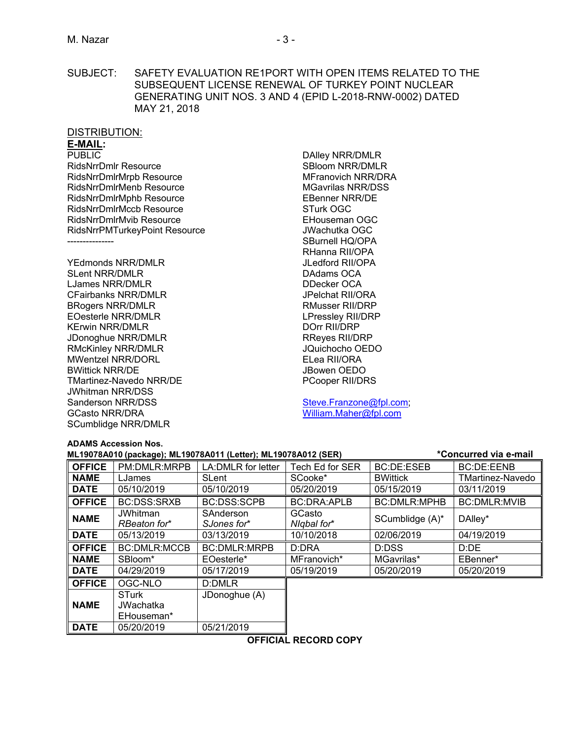SUBJECT: SAFETY EVALUATION RE1PORT WITH OPEN ITEMS RELATED TO THE SUBSEQUENT LICENSE RENEWAL OF TURKEY POINT NUCLEAR GENERATING UNIT NOS. 3 AND 4 (EPID L-2018-RNW-0002) DATED MAY 21, 2018

DISTRIBUTION:

**E-MAIL:**

PUBLIC
RidsNrrDmlr Resource
RidsNrrDmlrMrpb Resource
RidsNrrDmlrMenb Resource
RidsNrrDmlrMphb Resource
RidsNrrDmlrMccb Resource
RidsNrrDmlrMvib Resource
RidsNrrPMTurkeyPoint Resource
---------------

YEdmonds NRR/DMLR
SLent NRR/DMLR
LJames NRR/DMLR
CFairbanks NRR/DMLR
BRogers NRR/DMLR
EOesterle NRR/DMLR
KErwin NRR/DMLR
JDonoghue NRR/DMLR
RMcKinley NRR/DMLR
MWentzel NRR/DORL
BWittick NRR/DE
TMartinez-Navedo NRR/DE
JWhitman NRR/DSS
Sanderson NRR/DSS
GCasto NRR/DRA
SCumblidge NRR/DMLR

DAlley NRR/DMLR
SBloom NRR/DMLR
MFranovich NRR/DRA
MGavrilas NRR/DSS
EBenner NRR/DE
STurk OGC
EHouseman OGC
JWachutka OGC
SBurnell HQ/OPA
RHanna RII/OPA
JLedford RII/OPA
DAdams OCA
DDecker OCA
JPelchat RII/ORA
RMusser RII/DRP
LPressley RII/DRP
DOrr RII/DRP
RReyes RII/DRP
JQuichocho OEDO
ELea RII/ORA
JBowen OEDO
PCooper RII/DRS

Steve.Franzone@fpl.com;
William.Maher@fpl.com

**ADAMS Accession Nos.**
**ML19078A010 (package); ML19078A011 (Letter); ML19078A012 (SER)** **\*Concurred via e-mail**

| | | | | | |
|---|---|---|---|---|---|
| **OFFICE** | PM:DMLR:MRPB | LA:DMLR for letter | Tech Ed for SER | BC:DE:ESEB | BC:DE:EENB |
| **NAME** | LJames | SLent | SCooke* | BWittick | TMartinez-Navedo |
| **DATE** | 05/10/2019 | 05/10/2019 | 05/20/2019 | 05/15/2019 | 03/11/2019 |
| **OFFICE** | BC:DSS:SRXB | BC:DSS:SCPB | BC:DRA:APLB | BC:DMLR:MPHB | BC:DMLR:MVIB |
| **NAME** | JWhitman *RBeaton for** | SAnderson *SJones for** | GCasto *NIqbal for** | SCumblidge (A)* | DAlley* |
| **DATE** | 05/13/2019 | 03/13/2019 | 10/10/2018 | 02/06/2019 | 04/19/2019 |
| **OFFICE** | BC:DMLR:MCCB | BC:DMLR:MRPB | D:DRA | D:DSS | D:DE |
| **NAME** | SBloom* | EOesterle* | MFranovich* | MGavrilas* | EBenner* |
| **DATE** | 04/29/2019 | 05/17/2019 | 05/19/2019 | 05/20/2019 | 05/20/2019 |
| **OFFICE** | OGC-NLO | D:DMLR | | | |
| **NAME** | STurk JWachatka EHouseman* | JDonoghue (A) | | | |
| **DATE** | 05/20/2019 | 05/21/2019 | | | |

**OFFICIAL RECORD COPY**